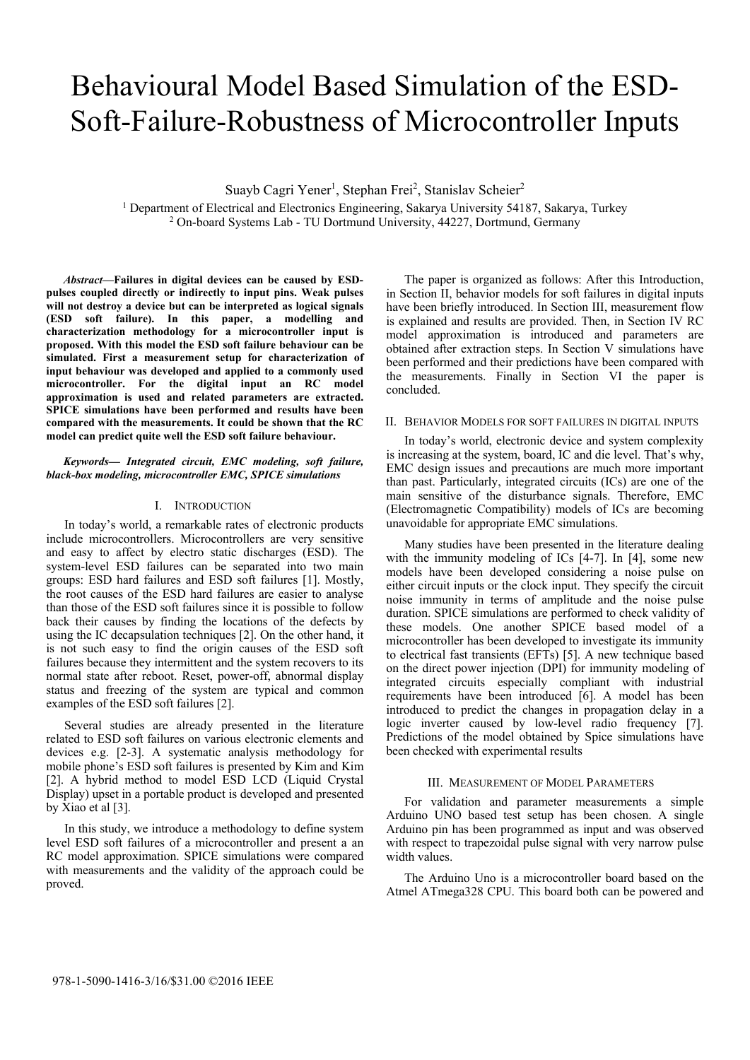# Behavioural Model Based Simulation of the ESD-Soft-Failure-Robustness of Microcontroller Inputs

Suayb Cagri Yener[1], Stephan Frei[2], Stanislav Scheier[2]

[1] Department of Electrical and Electronics Engineering, Sakarya University 54187, Sakarya, Turkey
[2] On-board Systems Lab - TU Dortmund University, 44227, Dortmund, Germany

***Abstract*—Failures in digital devices can be caused by ESD-pulses coupled directly or indirectly to input pins. Weak pulses will not destroy a device but can be interpreted as logical signals (ESD soft failure). In this paper, a modelling and characterization methodology for a microcontroller input is proposed. With this model the ESD soft failure behaviour can be simulated. First a measurement setup for characterization of input behaviour was developed and applied to a commonly used microcontroller. For the digital input an RC model approximation is used and related parameters are extracted. SPICE simulations have been performed and results have been compared with the measurements. It could be shown that the RC model can predict quite well the ESD soft failure behaviour.**

***Keywords— Integrated circuit, EMC modeling, soft failure, black-box modeling, microcontroller EMC, SPICE simulations***

## I. Introduction

In today's world, a remarkable rates of electronic products include microcontrollers. Microcontrollers are very sensitive and easy to affect by electro static discharges (ESD). The system-level ESD failures can be separated into two main groups: ESD hard failures and ESD soft failures [1]. Mostly, the root causes of the ESD hard failures are easier to analyse than those of the ESD soft failures since it is possible to follow back their causes by finding the locations of the defects by using the IC decapsulation techniques [2]. On the other hand, it is not such easy to find the origin causes of the ESD soft failures because they intermittent and the system recovers to its normal state after reboot. Reset, power-off, abnormal display status and freezing of the system are typical and common examples of the ESD soft failures [2].

Several studies are already presented in the literature related to ESD soft failures on various electronic elements and devices e.g. [2-3]. A systematic analysis methodology for mobile phone's ESD soft failures is presented by Kim and Kim [2]. A hybrid method to model ESD LCD (Liquid Crystal Display) upset in a portable product is developed and presented by Xiao et al [3].

In this study, we introduce a methodology to define system level ESD soft failures of a microcontroller and present a an RC model approximation. SPICE simulations were compared with measurements and the validity of the approach could be proved.

The paper is organized as follows: After this Introduction, in Section II, behavior models for soft failures in digital inputs have been briefly introduced. In Section III, measurement flow is explained and results are provided. Then, in Section IV RC model approximation is introduced and parameters are obtained after extraction steps. In Section V simulations have been performed and their predictions have been compared with the measurements. Finally in Section VI the paper is concluded.

## II. Behavior Models for soft failures in digital inputs

In today's world, electronic device and system complexity is increasing at the system, board, IC and die level. That's why, EMC design issues and precautions are much more important than past. Particularly, integrated circuits (ICs) are one of the main sensitive of the disturbance signals. Therefore, EMC (Electromagnetic Compatibility) models of ICs are becoming unavoidable for appropriate EMC simulations.

Many studies have been presented in the literature dealing with the immunity modeling of ICs [4-7]. In [4], some new models have been developed considering a noise pulse on either circuit inputs or the clock input. They specify the circuit noise immunity in terms of amplitude and the noise pulse duration. SPICE simulations are performed to check validity of these models. One another SPICE based model of a microcontroller has been developed to investigate its immunity to electrical fast transients (EFTs) [5]. A new technique based on the direct power injection (DPI) for immunity modeling of integrated circuits especially compliant with industrial requirements have been introduced [6]. A model has been introduced to predict the changes in propagation delay in a logic inverter caused by low-level radio frequency [7]. Predictions of the model obtained by Spice simulations have been checked with experimental results

## III. Measurement of Model Parameters

For validation and parameter measurements a simple Arduino UNO based test setup has been chosen. A single Arduino pin has been programmed as input and was observed with respect to trapezoidal pulse signal with very narrow pulse width values.

The Arduino Uno is a microcontroller board based on the Atmel ATmega328 CPU. This board both can be powered and

978-1-5090-1416-3/16/$31.00 ©2016 IEEE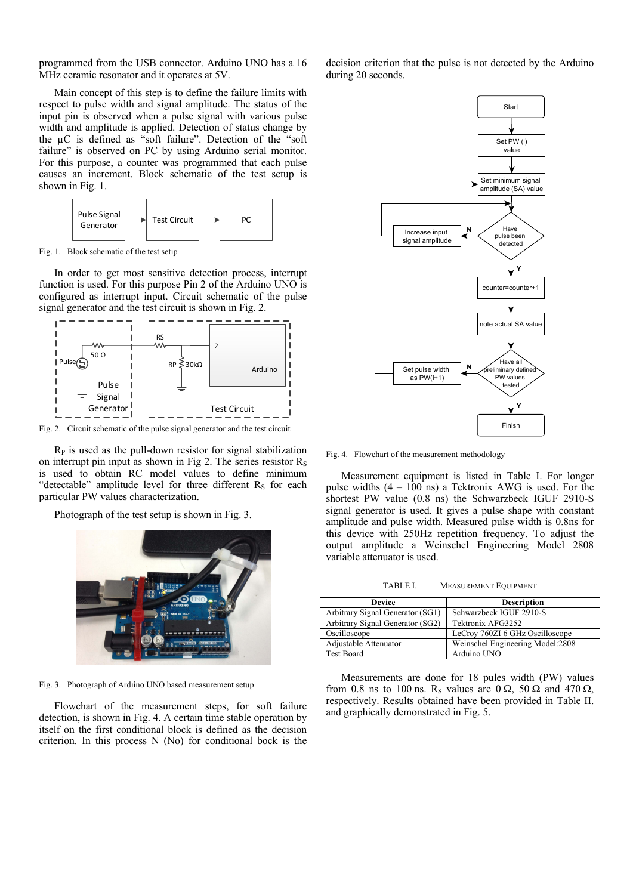programmed from the USB connector. Arduino UNO has a 16 MHz ceramic resonator and it operates at 5V.

Main concept of this step is to define the failure limits with respect to pulse width and signal amplitude. The status of the input pin is observed when a pulse signal with various pulse width and amplitude is applied. Detection of status change by the µC is defined as "soft failure". Detection of the "soft failure" is observed on PC by using Arduino serial monitor. For this purpose, a counter was programmed that each pulse causes an increment. Block schematic of the test setup is shown in Fig. 1.

Fig. 1. Block schematic of the test setup

In order to get most sensitive detection process, interrupt function is used. For this purpose Pin 2 of the Arduino UNO is configured as interrupt input. Circuit schematic of the pulse signal generator and the test circuit is shown in Fig. 2.

Fig. 2. Circuit schematic of the pulse signal generator and the test circuit

$R_P$ is used as the pull-down resistor for signal stabilization on interrupt pin input as shown in Fig 2. The series resistor $R_S$ is used to obtain RC model values to define minimum "detectable" amplitude level for three different $R_S$ for each particular PW values characterization.

Photograph of the test setup is shown in Fig. 3.

Fig. 3. Photograph of Ardıino UNO based measurement setup

Flowchart of the measurement steps, for soft failure detection, is shown in Fig. 4. A certain time stable operation by itself on the first conditional block is defined as the decision criterion. In this process N (No) for conditional bock is the decision criterion that the pulse is not detected by the Arduino during 20 seconds.

Fig. 4. Flowchart of the measurement methodology

Measurement equipment is listed in Table I. For longer pulse widths (4 – 100 ns) a Tektronix AWG is used. For the shortest PW value (0.8 ns) the Schwarzbeck IGUF 2910-S signal generator is used. It gives a pulse shape with constant amplitude and pulse width. Measured pulse width is 0.8ns for this device with 250Hz repetition frequency. To adjust the output amplitude a Weinschel Engineering Model 2808 variable attenuator is used.

TABLE I. MEASUREMENT EQUIPMENT

| Device | Description |
|---|---|
| Arbitrary Signal Generator (SG1) | Schwarzbeck IGUF 2910-S |
| Arbitrary Signal Generator (SG2) | Tektronix AFG3252 |
| Oscilloscope | LeCroy 760ZI 6 GHz Oscilloscope |
| Adjustable Attenuator | Weinschel Engineering Model:2808 |
| Test Board | Arduino UNO |

Measurements are done for 18 pules width (PW) values from 0.8 ns to 100 ns. $R_S$ values are 0 Ω, 50 Ω and 470 Ω, respectively. Results obtained have been provided in Table II. and graphically demonstrated in Fig. 5.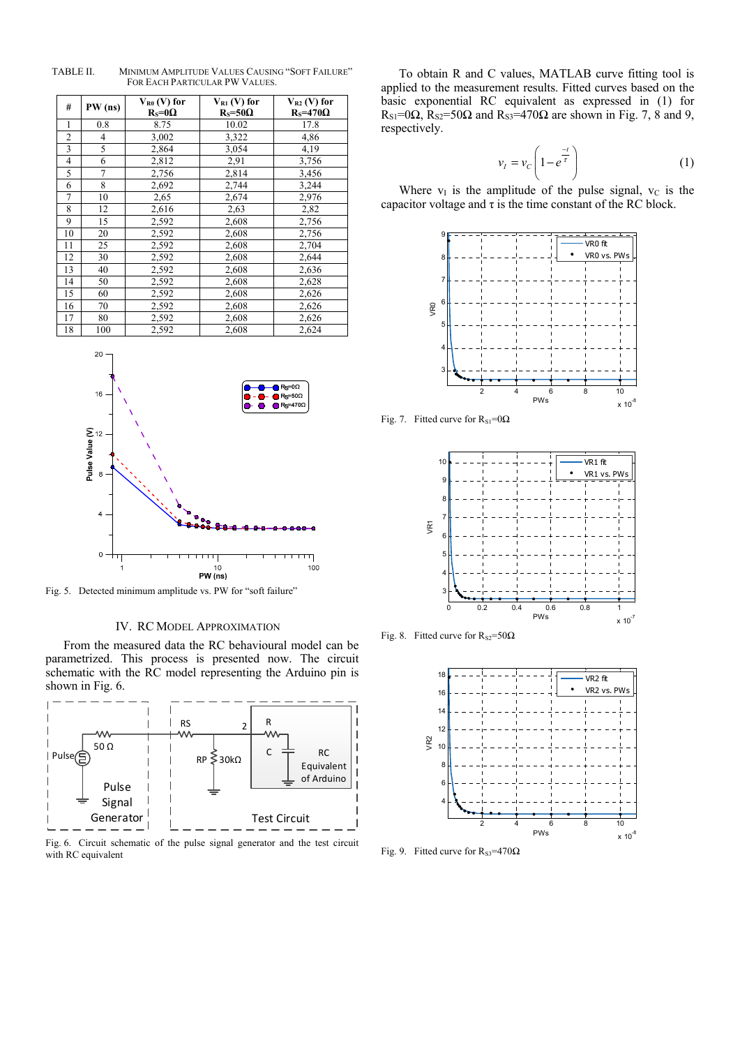TABLE II. MINIMUM AMPLITUDE VALUES CAUSING "SOFT FAILURE" FOR EACH PARTICULAR PW VALUES.

| # | PW (ns) | $V_{R0}$ (V) for $R_S$=0Ω | $V_{R1}$ (V) for $R_S$=50Ω | $V_{R2}$ (V) for $R_S$=470Ω |
|---|---|---|---|---|
| 1 | 0.8 | 8.75 | 10.02 | 17.8 |
| 2 | 4 | 3,002 | 3,322 | 4,86 |
| 3 | 5 | 2,864 | 3,054 | 4,19 |
| 4 | 6 | 2,812 | 2,91 | 3,756 |
| 5 | 7 | 2,756 | 2,814 | 3,456 |
| 6 | 8 | 2,692 | 2,744 | 3,244 |
| 7 | 10 | 2,65 | 2,674 | 2,976 |
| 8 | 12 | 2,616 | 2,63 | 2,82 |
| 9 | 15 | 2,592 | 2,608 | 2,756 |
| 10 | 20 | 2,592 | 2,608 | 2,756 |
| 11 | 25 | 2,592 | 2,608 | 2,704 |
| 12 | 30 | 2,592 | 2,608 | 2,644 |
| 13 | 40 | 2,592 | 2,608 | 2,636 |
| 14 | 50 | 2,592 | 2,608 | 2,628 |
| 15 | 60 | 2,592 | 2,608 | 2,626 |
| 16 | 70 | 2,592 | 2,608 | 2,626 |
| 17 | 80 | 2,592 | 2,608 | 2,626 |
| 18 | 100 | 2,592 | 2,608 | 2,624 |

Fig. 5. Detected minimum amplitude vs. PW for "soft failure"

## IV. RC MODEL APPROXIMATION

From the measured data the RC behavioural model can be parametrized. This process is presented now. The circuit schematic with the RC model representing the Arduino pin is shown in Fig. 6.

Fig. 6. Circuit schematic of the pulse signal generator and the test circuit with RC equivalent

To obtain R and C values, MATLAB curve fitting tool is applied to the measurement results. Fitted curves based on the basic exponential RC equivalent as expressed in (1) for $R_{S1}$=0Ω, $R_{S2}$=50Ω and $R_{S3}$=470Ω are shown in Fig. 7, 8 and 9, respectively.

$$v_I = v_C\left(1 - e^{\frac{-t}{\tau}}\right) \quad (1)$$

Where $v_I$ is the amplitude of the pulse signal, $v_C$ is the capacitor voltage and τ is the time constant of the RC block.

Fig. 7. Fitted curve for $R_{S1}$=0Ω

Fig. 8. Fitted curve for $R_{S2}$=50Ω

Fig. 9. Fitted curve for $R_{S3}$=470Ω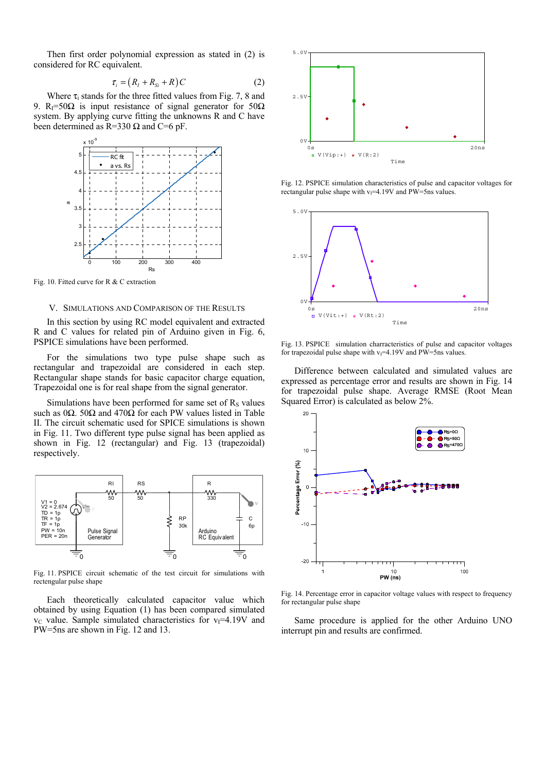Then first order polynomial expression as stated in (2) is considered for RC equivalent.

$$\tau_i = \left(R_I + R_{Si} + R\right)C \tag{2}$$

Where $\tau_i$ stands for the three fitted values from Fig. 7, 8 and 9. $R_I$=50Ω is input resistance of signal generator for 50Ω system. By applying curve fitting the unknowns R and C have been determined as R=330 Ω and C=6 pF.

Fig. 10. Fitted curve for R & C extraction

## V. Simulations and Comparison of the Results

In this section by using RC model equivalent and extracted R and C values for related pin of Arduino given in Fig. 6, PSPICE simulations have been performed.

For the simulations two type pulse shape such as rectangular and trapezoidal are considered in each step. Rectangular shape stands for basic capacitor charge equation, Trapezoidal one is for real shape from the signal generator.

Simulations have been performed for same set of $R_S$ values such as 0Ω. 50Ω and 470Ω for each PW values listed in Table II. The circuit schematic used for SPICE simulations is shown in Fig. 11. Two different type pulse signal has been applied as shown in Fig. 12 (rectangular) and Fig. 13 (trapezoidal) respectively.

Fig. 11. PSPICE circuit schematic of the test circuit for simulations with rectangular pulse shape

Each theoretically calculated capacitor value which obtained by using Equation (1) has been compared simulated $v_C$ value. Sample simulated characteristics for $v_I$=4.19V and PW=5ns are shown in Fig. 12 and 13.

Fig. 12. PSPICE simulation characteristics of pulse and capacitor voltages for rectangular pulse shape with $v_I$=4.19V and PW=5ns values.

Fig. 13. PSPICE simulation charracteristics of pulse and capacitor voltages for trapezoidal pulse shape with $v_I$=4.19V and PW=5ns values.

Difference between calculated and simulated values are expressed as percentage error and results are shown in Fig. 14 for trapezoidal pulse shape. Average RMSE (Root Mean Squared Error) is calculated as below 2%.

Fig. 14. Percentage error in capacitor voltage values with respect to frequency for rectangular pulse shape

Same procedure is applied for the other Arduino UNO interrupt pin and results are confirmed.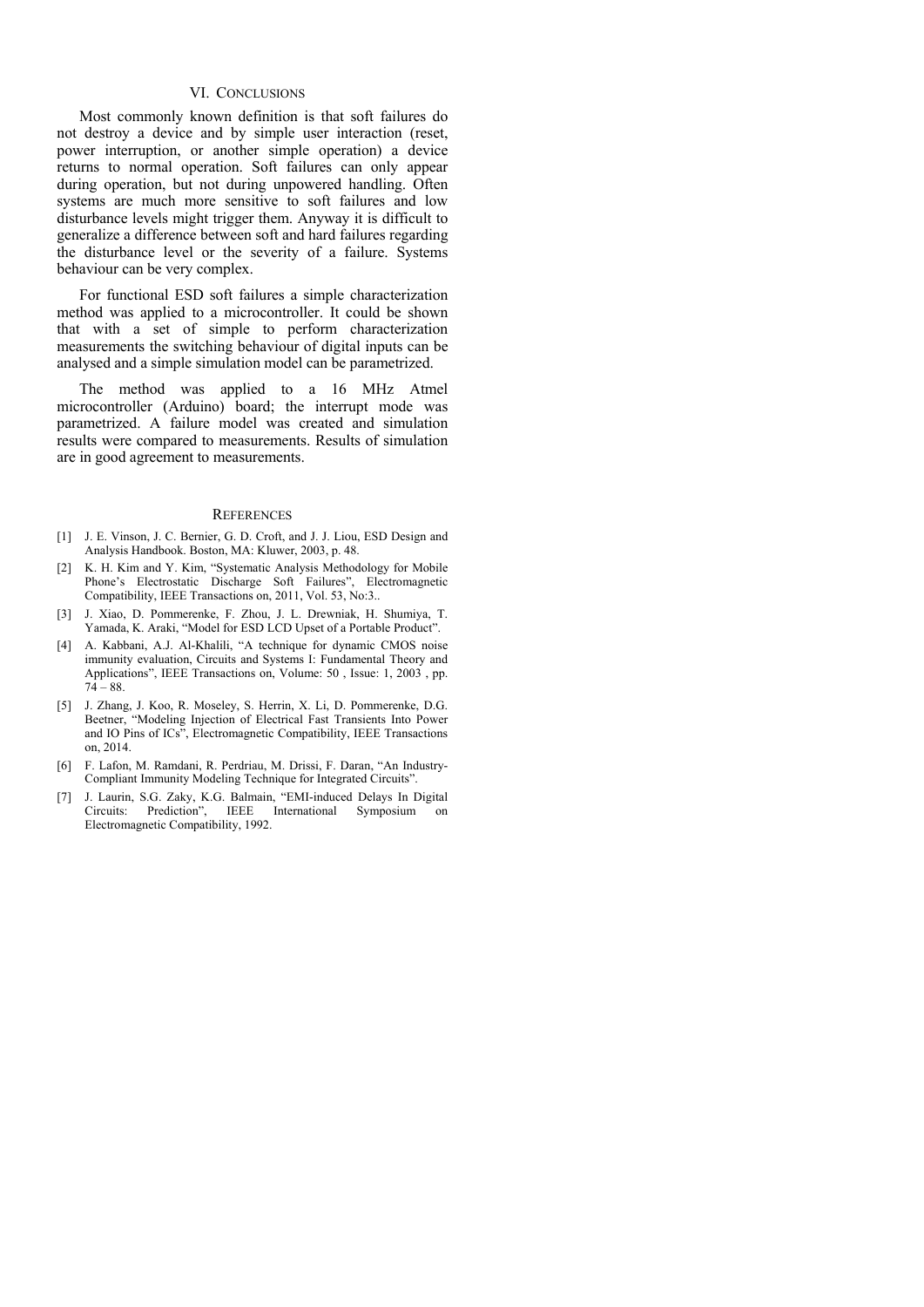## VI. Conclusions

Most commonly known definition is that soft failures do not destroy a device and by simple user interaction (reset, power interruption, or another simple operation) a device returns to normal operation. Soft failures can only appear during operation, but not during unpowered handling. Often systems are much more sensitive to soft failures and low disturbance levels might trigger them. Anyway it is difficult to generalize a difference between soft and hard failures regarding the disturbance level or the severity of a failure. Systems behaviour can be very complex.

For functional ESD soft failures a simple characterization method was applied to a microcontroller. It could be shown that with a set of simple to perform characterization measurements the switching behaviour of digital inputs can be analysed and a simple simulation model can be parametrized.

The method was applied to a 16 MHz Atmel microcontroller (Arduino) board; the interrupt mode was parametrized. A failure model was created and simulation results were compared to measurements. Results of simulation are in good agreement to measurements.

## References

[1] J. E. Vinson, J. C. Bernier, G. D. Croft, and J. J. Liou, ESD Design and Analysis Handbook. Boston, MA: Kluwer, 2003, p. 48.

[2] K. H. Kim and Y. Kim, "Systematic Analysis Methodology for Mobile Phone's Electrostatic Discharge Soft Failures", Electromagnetic Compatibility, IEEE Transactions on, 2011, Vol. 53, No:3..

[3] J. Xiao, D. Pommerenke, F. Zhou, J. L. Drewniak, H. Shumiya, T. Yamada, K. Araki, "Model for ESD LCD Upset of a Portable Product".

[4] A. Kabbani, A.J. Al-Khalili, "A technique for dynamic CMOS noise immunity evaluation, Circuits and Systems I: Fundamental Theory and Applications", IEEE Transactions on, Volume: 50 , Issue: 1, 2003 , pp. 74 – 88.

[5] J. Zhang, J. Koo, R. Moseley, S. Herrin, X. Li, D. Pommerenke, D.G. Beetner, "Modeling Injection of Electrical Fast Transients Into Power and IO Pins of ICs", Electromagnetic Compatibility, IEEE Transactions on, 2014.

[6] F. Lafon, M. Ramdani, R. Perdriau, M. Drissi, F. Daran, "An Industry-Compliant Immunity Modeling Technique for Integrated Circuits".

[7] J. Laurin, S.G. Zaky, K.G. Balmain, "EMI-induced Delays In Digital Circuits: Prediction", IEEE International Symposium on Electromagnetic Compatibility, 1992.